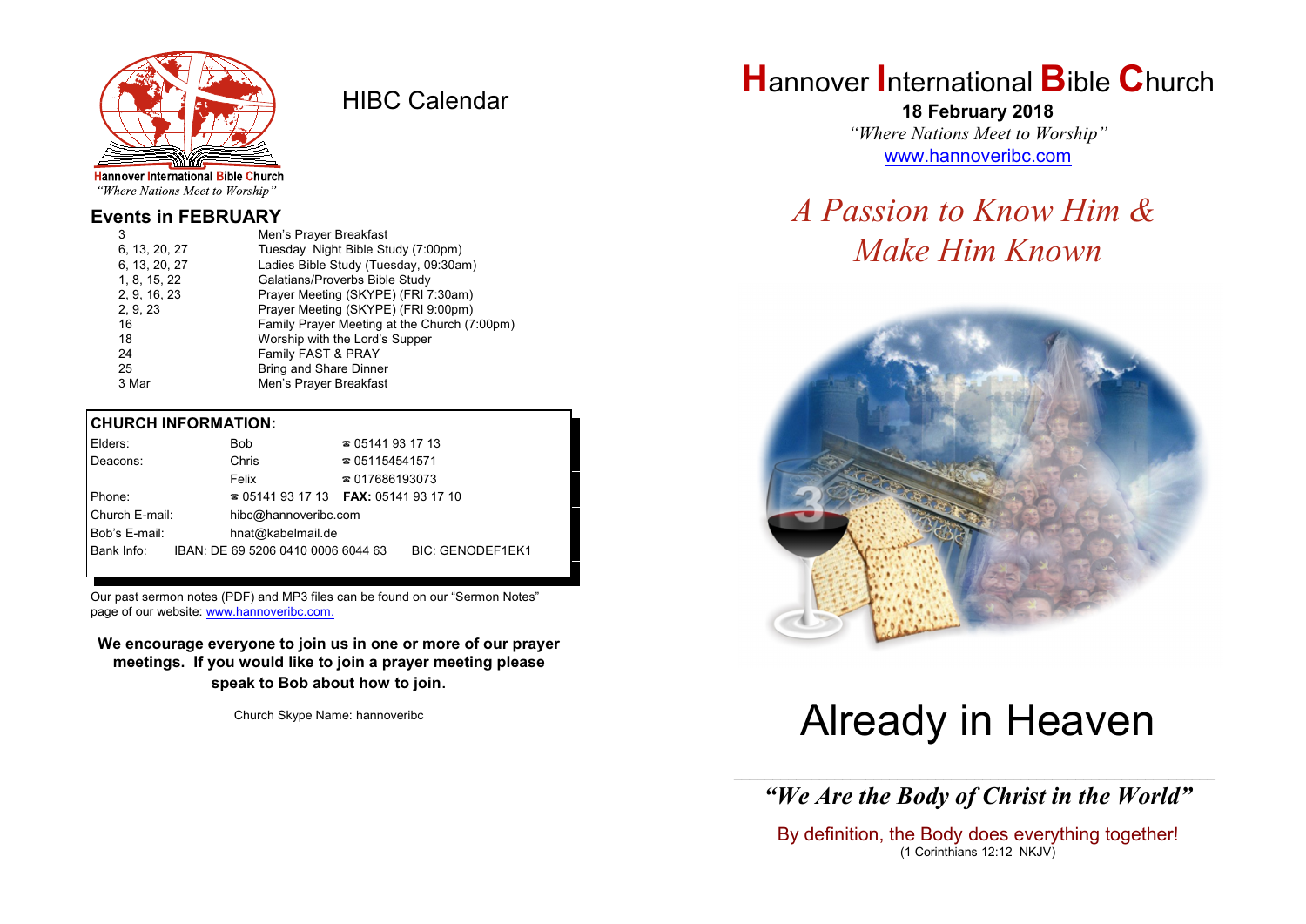Hannover International Bible Church
*"Where Nations Meet to Worship"*

# HIBC Calendar

## Events in FEBRUARY

| | |
|---|---|
| 3 | Men's Prayer Breakfast |
| 6, 13, 20, 27 | Tuesday Night Bible Study (7:00pm) |
| 6, 13, 20, 27 | Ladies Bible Study (Tuesday, 09:30am) |
| 1, 8, 15, 22 | Galatians/Proverbs Bible Study |
| 2, 9, 16, 23 | Prayer Meeting (SKYPE) (FRI 7:30am) |
| 2, 9, 23 | Prayer Meeting (SKYPE) (FRI 9:00pm) |
| 16 | Family Prayer Meeting at the Church (7:00pm) |
| 18 | Worship with the Lord's Supper |
| 24 | Family FAST & PRAY |
| 25 | Bring and Share Dinner |
| 3 Mar | Men's Prayer Breakfast |

**CHURCH INFORMATION:**

| | | |
|---|---|---|
| Elders: | Bob | ☎ 05141 93 17 13 |
| Deacons: | Chris | ☎ 051154541571 |
| | Felix | ☎ 017686193073 |
| Phone: | ☎ 05141 93 17 13 | **FAX:** 05141 93 17 10 |
| Church E-mail: | hibc@hannoveribc.com | |
| Bob's E-mail: | hnat@kabelmail.de | |
| Bank Info: | IBAN: DE 69 5206 0410 0006 6044 63 | BIC: GENODEF1EK1 |

Our past sermon notes (PDF) and MP3 files can be found on our "Sermon Notes" page of our website: www.hannoveribc.com.

**We encourage everyone to join us in one or more of our prayer meetings. If you would like to join a prayer meeting please speak to Bob about how to join.**

Church Skype Name: hannoveribc

# Hannover International Bible Church

**18 February 2018**

*"Where Nations Meet to Worship"*

www.hannoveribc.com

## *A Passion to Know Him & Make Him Known*

# Already in Heaven

---

***"We Are the Body of Christ in the World"***

By definition, the Body does everything together!
(1 Corinthians 12:12 NKJV)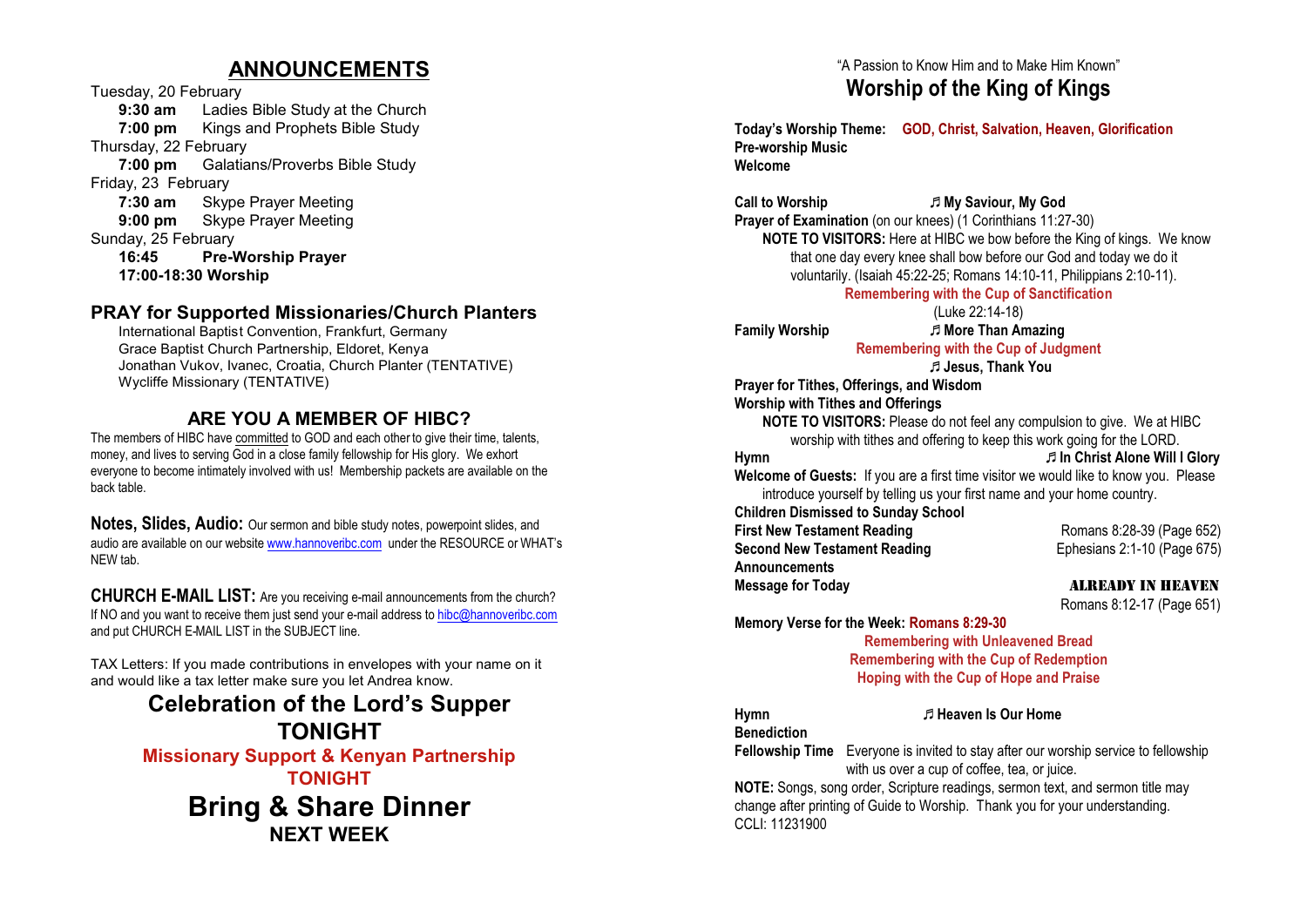## ANNOUNCEMENTS

Tuesday, 20 February
- **9:30 am** Ladies Bible Study at the Church
- **7:00 pm** Kings and Prophets Bible Study

Thursday, 22 February
- **7:00 pm** Galatians/Proverbs Bible Study

Friday, 23 February
- **7:30 am** Skype Prayer Meeting
- **9:00 pm** Skype Prayer Meeting

Sunday, 25 February
- **16:45 Pre-Worship Prayer**
- **17:00-18:30 Worship**

### PRAY for Supported Missionaries/Church Planters

International Baptist Convention, Frankfurt, Germany
Grace Baptist Church Partnership, Eldoret, Kenya
Jonathan Vukov, Ivanec, Croatia, Church Planter (TENTATIVE)
Wycliffe Missionary (TENTATIVE)

### ARE YOU A MEMBER OF HIBC?

The members of HIBC have committed to GOD and each other to give their time, talents, money, and lives to serving God in a close family fellowship for His glory. We exhort everyone to become intimately involved with us! Membership packets are available on the back table.

**Notes, Slides, Audio:** Our sermon and bible study notes, powerpoint slides, and audio are available on our website www.hannoveribc.com under the RESOURCE or WHAT's NEW tab.

**CHURCH E-MAIL LIST:** Are you receiving e-mail announcements from the church? If NO and you want to receive them just send your e-mail address to hibc@hannoveribc.com and put CHURCH E-MAIL LIST in the SUBJECT line.

TAX Letters: If you made contributions in envelopes with your name on it and would like a tax letter make sure you let Andrea know.

## Celebration of the Lord's Supper TONIGHT

### Missionary Support & Kenyan Partnership TONIGHT

## Bring & Share Dinner NEXT WEEK

"A Passion to Know Him and to Make Him Known"

# Worship of the King of Kings

**Today's Worship Theme:** **GOD, Christ, Salvation, Heaven, Glorification**
**Pre-worship Music**
**Welcome**

**Call to Worship** ♬ **My Saviour, My God**
**Prayer of Examination** (on our knees) (1 Corinthians 11:27-30)

**NOTE TO VISITORS:** Here at HIBC we bow before the King of kings. We know that one day every knee shall bow before our God and today we do it voluntarily. (Isaiah 45:22-25; Romans 14:10-11, Philippians 2:10-11).

**Remembering with the Cup of Sanctification** (Luke 22:14-18)

**Family Worship** ♬ **More Than Amazing**

**Remembering with the Cup of Judgment**

♬ **Jesus, Thank You**

**Prayer for Tithes, Offerings, and Wisdom**
**Worship with Tithes and Offerings**

**NOTE TO VISITORS:** Please do not feel any compulsion to give. We at HIBC worship with tithes and offering to keep this work going for the LORD.

**Hymn** ♬ **In Christ Alone Will I Glory**

**Welcome of Guests:** If you are a first time visitor we would like to know you. Please introduce yourself by telling us your first name and your home country.

**Children Dismissed to Sunday School**
**First New Testament Reading** Romans 8:28-39 (Page 652)
**Second New Testament Reading** Ephesians 2:1-10 (Page 675)
**Announcements**
**Message for Today** **ALREADY IN HEAVEN** Romans 8:12-17 (Page 651)

**Memory Verse for the Week: Romans 8:29-30**

**Remembering with Unleavened Bread**
**Remembering with the Cup of Redemption**
**Hoping with the Cup of Hope and Praise**

**Hymn** ♬ **Heaven Is Our Home**
**Benediction**
**Fellowship Time** Everyone is invited to stay after our worship service to fellowship with us over a cup of coffee, tea, or juice.

**NOTE:** Songs, song order, Scripture readings, sermon text, and sermon title may change after printing of Guide to Worship. Thank you for your understanding.
CCLI: 11231900